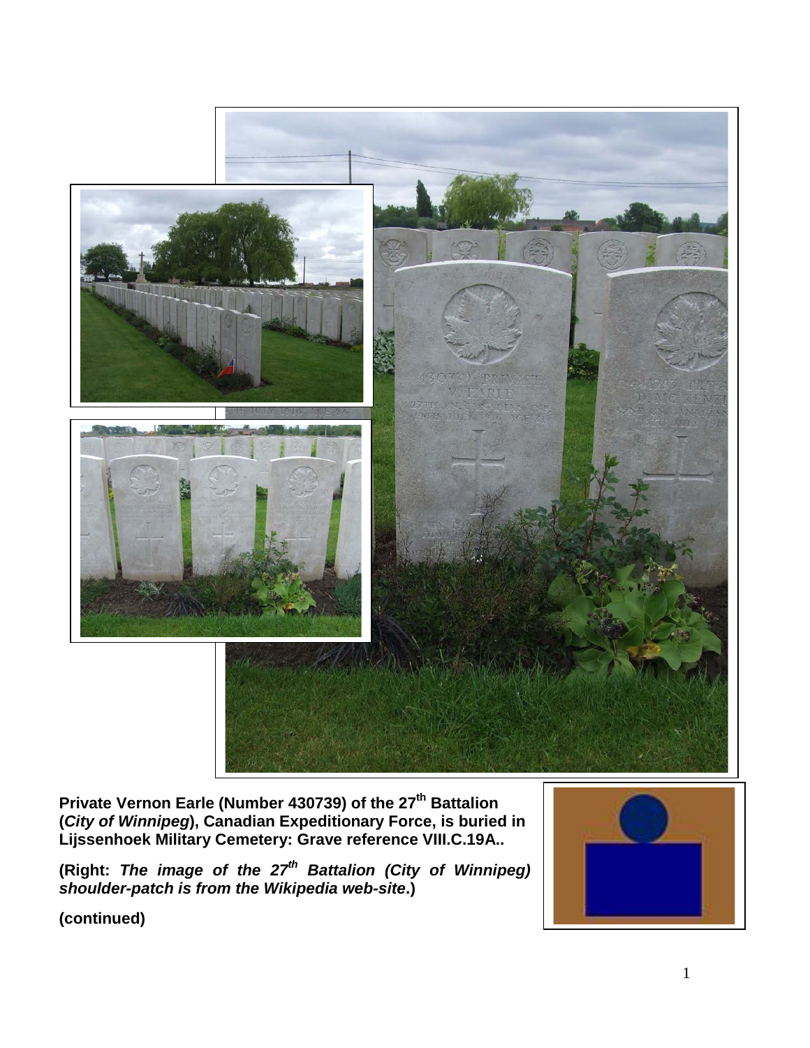**Private Vernon Earle (Number 430739) of the 27th Battalion (*City of Winnipeg*), Canadian Expeditionary Force, is buried in Lijssenhoek Military Cemetery: Grave reference VIII.C.19A..**

**(Right: *The image of the 27th Battalion (City of Winnipeg) shoulder-patch is from the Wikipedia web-site*.)**

**(continued)**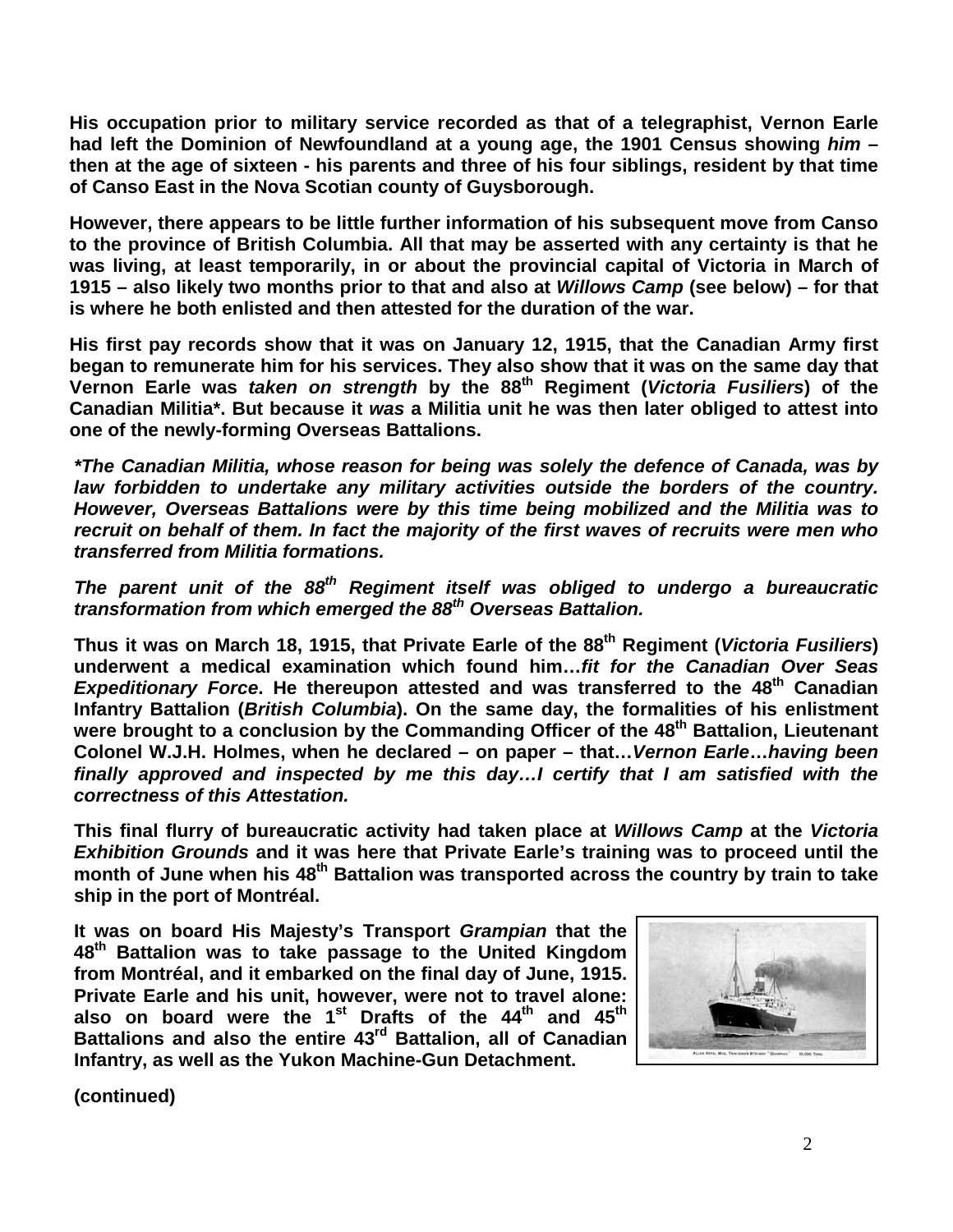**His occupation prior to military service recorded as that of a telegraphist, Vernon Earle had left the Dominion of Newfoundland at a young age, the 1901 Census showing *him* – then at the age of sixteen - his parents and three of his four siblings, resident by that time of Canso East in the Nova Scotian county of Guysborough.**

**However, there appears to be little further information of his subsequent move from Canso to the province of British Columbia. All that may be asserted with any certainty is that he was living, at least temporarily, in or about the provincial capital of Victoria in March of 1915 – also likely two months prior to that and also at *Willows Camp* (see below) – for that is where he both enlisted and then attested for the duration of the war.**

**His first pay records show that it was on January 12, 1915, that the Canadian Army first began to remunerate him for his services. They also show that it was on the same day that Vernon Earle was *taken on strength* by the 88th Regiment (*Victoria Fusiliers*) of the Canadian Militia\*. But because it *was* a Militia unit he was then later obliged to attest into one of the newly-forming Overseas Battalions.**

***\*The Canadian Militia, whose reason for being was solely the defence of Canada, was by law forbidden to undertake any military activities outside the borders of the country. However, Overseas Battalions were by this time being mobilized and the Militia was to recruit on behalf of them. In fact the majority of the first waves of recruits were men who transferred from Militia formations.***

***The parent unit of the 88th Regiment itself was obliged to undergo a bureaucratic transformation from which emerged the 88th Overseas Battalion.***

**Thus it was on March 18, 1915, that Private Earle of the 88th Regiment (*Victoria Fusiliers*) underwent a medical examination which found him…*fit for the Canadian Over Seas Expeditionary Force*. He thereupon attested and was transferred to the 48th Canadian Infantry Battalion (*British Columbia*). On the same day, the formalities of his enlistment were brought to a conclusion by the Commanding Officer of the 48th Battalion, Lieutenant Colonel W.J.H. Holmes, when he declared – on paper – that…*Vernon Earle*…*having been finally approved and inspected by me this day…I certify that I am satisfied with the correctness of this Attestation.***

**This final flurry of bureaucratic activity had taken place at *Willows Camp* at the *Victoria Exhibition Grounds* and it was here that Private Earle's training was to proceed until the month of June when his 48th Battalion was transported across the country by train to take ship in the port of Montréal.**

**It was on board His Majesty's Transport *Grampian* that the 48th Battalion was to take passage to the United Kingdom from Montréal, and it embarked on the final day of June, 1915. Private Earle and his unit, however, were not to travel alone: also on board were the 1st Drafts of the 44th and 45th Battalions and also the entire 43rd Battalion, all of Canadian Infantry, as well as the Yukon Machine-Gun Detachment.**

**(continued)**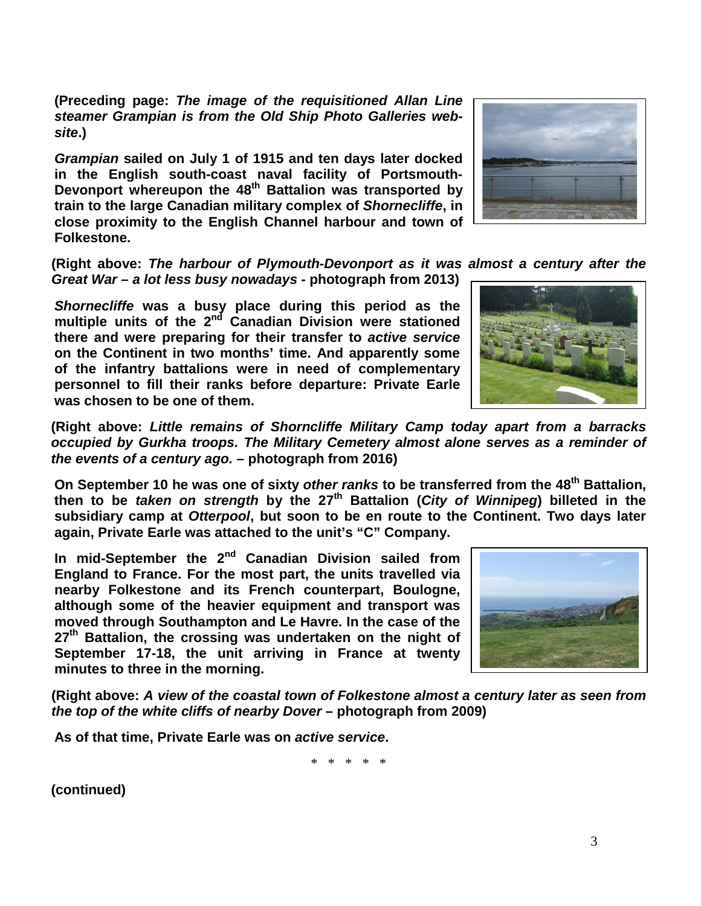**(Preceding page: *The image of the requisitioned Allan Line steamer Grampian is from the Old Ship Photo Galleries web-site*.)**

***Grampian* sailed on July 1 of 1915 and ten days later docked in the English south-coast naval facility of Portsmouth-Devonport whereupon the 48th Battalion was transported by train to the large Canadian military complex of *Shornecliffe*, in close proximity to the English Channel harbour and town of Folkestone.**

**(Right above: *The harbour of Plymouth-Devonport as it was almost a century after the Great War – a lot less busy nowadays* - photograph from 2013)**

***Shornecliffe* was a busy place during this period as the multiple units of the 2nd Canadian Division were stationed there and were preparing for their transfer to *active service* on the Continent in two months' time. And apparently some of the infantry battalions were in need of complementary personnel to fill their ranks before departure: Private Earle was chosen to be one of them.**

**(Right above: *Little remains of Shorncliffe Military Camp today apart from a barracks occupied by Gurkha troops. The Military Cemetery almost alone serves as a reminder of the events of a century ago.* – photograph from 2016)**

**On September 10 he was one of sixty *other ranks* to be transferred from the 48th Battalion, then to be *taken on strength* by the 27th Battalion (*City of Winnipeg*) billeted in the subsidiary camp at *Otterpool*, but soon to be en route to the Continent. Two days later again, Private Earle was attached to the unit's "C" Company.**

**In mid-September the 2nd Canadian Division sailed from England to France. For the most part, the units travelled via nearby Folkestone and its French counterpart, Boulogne, although some of the heavier equipment and transport was moved through Southampton and Le Havre. In the case of the 27th Battalion, the crossing was undertaken on the night of September 17-18, the unit arriving in France at twenty minutes to three in the morning.**

**(Right above: *A view of the coastal town of Folkestone almost a century later as seen from the top of the white cliffs of nearby Dover* – photograph from 2009)**

**As of that time, Private Earle was on *active service*.**

\* \* \* \* \*

**(continued)**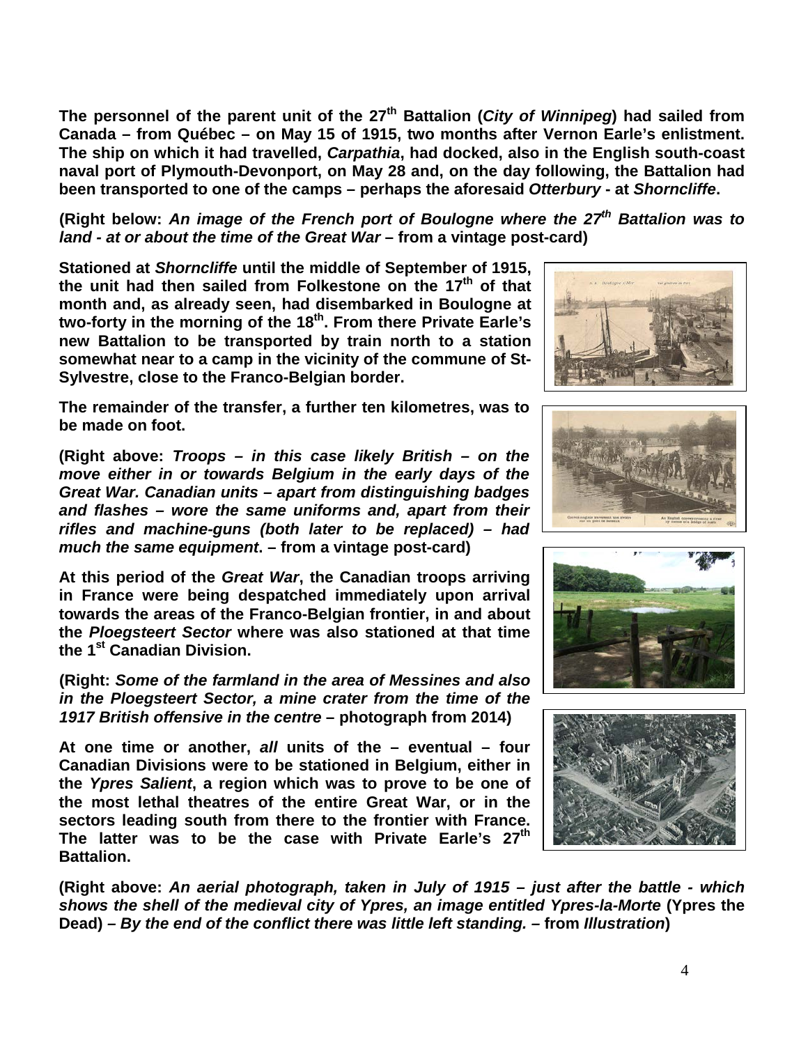**The personnel of the parent unit of the 27th Battalion (*City of Winnipeg*) had sailed from Canada – from Québec – on May 15 of 1915, two months after Vernon Earle's enlistment. The ship on which it had travelled, *Carpathia*, had docked, also in the English south-coast naval port of Plymouth-Devonport, on May 28 and, on the day following, the Battalion had been transported to one of the camps – perhaps the aforesaid *Otterbury* - at *Shorncliffe*.**

**(Right below: *An image of the French port of Boulogne where the 27th Battalion was to land - at or about the time of the Great War* – from a vintage post-card)**

**Stationed at *Shorncliffe* until the middle of September of 1915, the unit had then sailed from Folkestone on the 17th of that month and, as already seen, had disembarked in Boulogne at two-forty in the morning of the 18th. From there Private Earle's new Battalion to be transported by train north to a station somewhat near to a camp in the vicinity of the commune of St-Sylvestre, close to the Franco-Belgian border.**

**The remainder of the transfer, a further ten kilometres, was to be made on foot.**

**(Right above: *Troops – in this case likely British – on the move either in or towards Belgium in the early days of the Great War. Canadian units – apart from distinguishing badges and flashes – wore the same uniforms and, apart from their rifles and machine-guns (both later to be replaced) – had much the same equipment*. – from a vintage post-card)**

**At this period of the *Great War*, the Canadian troops arriving in France were being despatched immediately upon arrival towards the areas of the Franco-Belgian frontier, in and about the *Ploegsteert Sector* where was also stationed at that time the 1st Canadian Division.**

**(Right: *Some of the farmland in the area of Messines and also in the Ploegsteert Sector, a mine crater from the time of the 1917 British offensive in the centre* – photograph from 2014)**

**At one time or another, *all* units of the – eventual – four Canadian Divisions were to be stationed in Belgium, either in the *Ypres Salient*, a region which was to prove to be one of the most lethal theatres of the entire Great War, or in the sectors leading south from there to the frontier with France. The latter was to be the case with Private Earle's 27th Battalion.**

**(Right above: *An aerial photograph, taken in July of 1915 – just after the battle - which shows the shell of the medieval city of Ypres, an image entitled Ypres-la-Morte* (Ypres the Dead) – *By the end of the conflict there was little left standing.* – from *Illustration*)**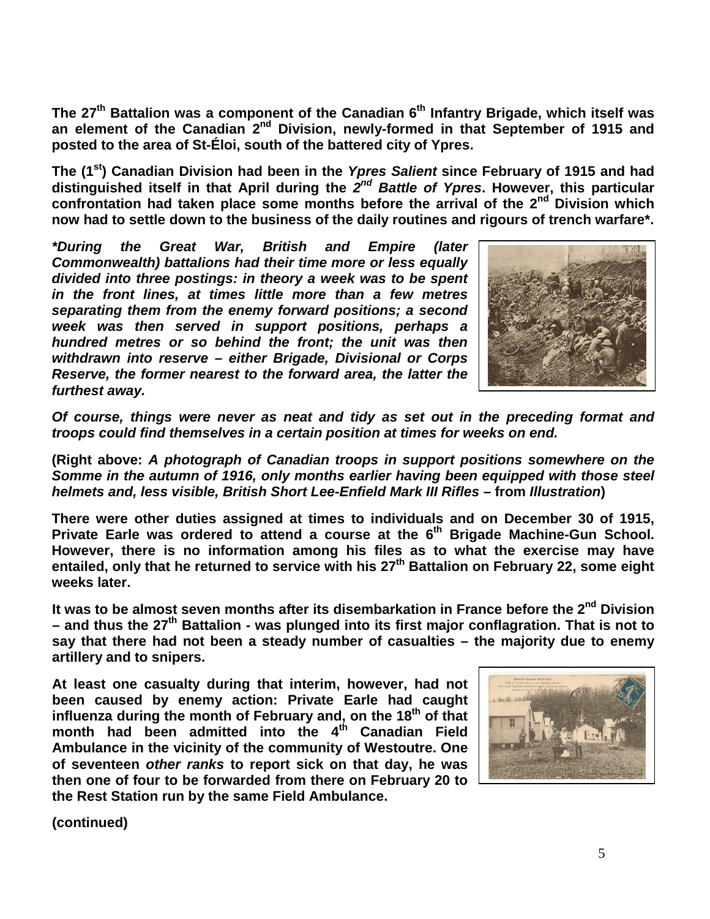**The 27th Battalion was a component of the Canadian 6th Infantry Brigade, which itself was an element of the Canadian 2nd Division, newly-formed in that September of 1915 and posted to the area of St-Éloi, south of the battered city of Ypres.**

**The (1st) Canadian Division had been in the *Ypres Salient* since February of 1915 and had distinguished itself in that April during the *2nd Battle of Ypres*. However, this particular confrontation had taken place some months before the arrival of the 2nd Division which now had to settle down to the business of the daily routines and rigours of trench warfare\*.**

***\*During the Great War, British and Empire (later Commonwealth) battalions had their time more or less equally divided into three postings: in theory a week was to be spent in the front lines, at times little more than a few metres separating them from the enemy forward positions; a second week was then served in support positions, perhaps a hundred metres or so behind the front; the unit was then withdrawn into reserve – either Brigade, Divisional or Corps Reserve, the former nearest to the forward area, the latter the furthest away.***

***Of course, things were never as neat and tidy as set out in the preceding format and troops could find themselves in a certain position at times for weeks on end.***

**(Right above: *A photograph of Canadian troops in support positions somewhere on the Somme in the autumn of 1916, only months earlier having been equipped with those steel helmets and, less visible, British Short Lee-Enfield Mark III Rifles* – from *Illustration*)**

**There were other duties assigned at times to individuals and on December 30 of 1915, Private Earle was ordered to attend a course at the 6th Brigade Machine-Gun School. However, there is no information among his files as to what the exercise may have entailed, only that he returned to service with his 27th Battalion on February 22, some eight weeks later.**

**It was to be almost seven months after its disembarkation in France before the 2nd Division – and thus the 27th Battalion - was plunged into its first major conflagration. That is not to say that there had not been a steady number of casualties – the majority due to enemy artillery and to snipers.**

**At least one casualty during that interim, however, had not been caused by enemy action: Private Earle had caught influenza during the month of February and, on the 18th of that month had been admitted into the 4th Canadian Field Ambulance in the vicinity of the community of Westoutre. One of seventeen *other ranks* to report sick on that day, he was then one of four to be forwarded from there on February 20 to the Rest Station run by the same Field Ambulance.**

**(continued)**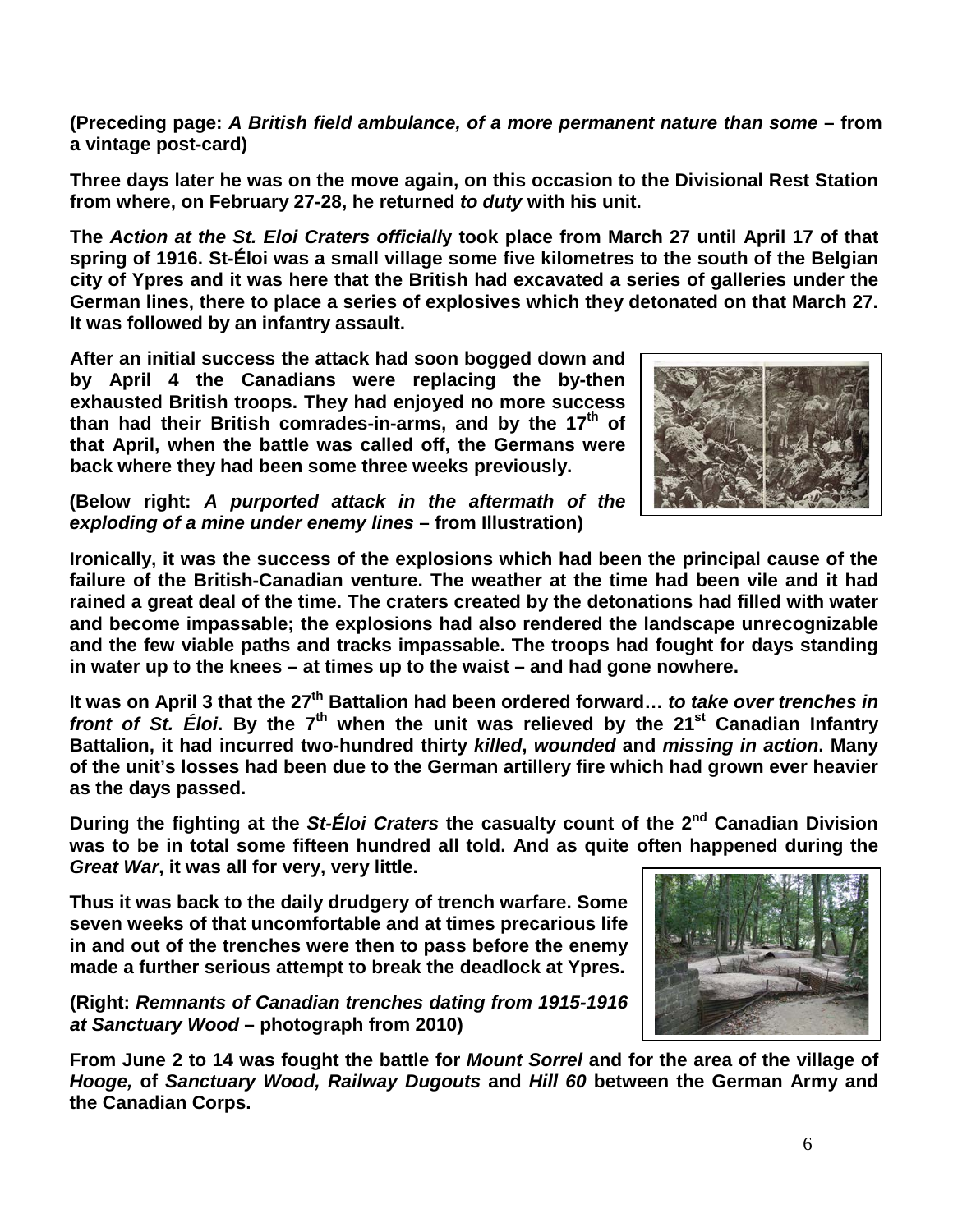**(Preceding page: *A British field ambulance, of a more permanent nature than some* – from a vintage post-card)**

**Three days later he was on the move again, on this occasion to the Divisional Rest Station from where, on February 27-28, he returned *to duty* with his unit.**

**The *Action at the St. Eloi Craters officiall*y took place from March 27 until April 17 of that spring of 1916. St-Éloi was a small village some five kilometres to the south of the Belgian city of Ypres and it was here that the British had excavated a series of galleries under the German lines, there to place a series of explosives which they detonated on that March 27. It was followed by an infantry assault.**

**After an initial success the attack had soon bogged down and by April 4 the Canadians were replacing the by-then exhausted British troops. They had enjoyed no more success than had their British comrades-in-arms, and by the 17th of that April, when the battle was called off, the Germans were back where they had been some three weeks previously.**

**(Below right: *A purported attack in the aftermath of the exploding of a mine under enemy lines* – from Illustration)**

**Ironically, it was the success of the explosions which had been the principal cause of the failure of the British-Canadian venture. The weather at the time had been vile and it had rained a great deal of the time. The craters created by the detonations had filled with water and become impassable; the explosions had also rendered the landscape unrecognizable and the few viable paths and tracks impassable. The troops had fought for days standing in water up to the knees – at times up to the waist – and had gone nowhere.**

**It was on April 3 that the 27th Battalion had been ordered forward… *to take over trenches in front of St. Éloi*. By the 7th when the unit was relieved by the 21st Canadian Infantry Battalion, it had incurred two-hundred thirty *killed*, *wounded* and *missing in action*. Many of the unit's losses had been due to the German artillery fire which had grown ever heavier as the days passed.**

**During the fighting at the *St-Éloi Craters* the casualty count of the 2nd Canadian Division was to be in total some fifteen hundred all told. And as quite often happened during the *Great War*, it was all for very, very little.**

**Thus it was back to the daily drudgery of trench warfare. Some seven weeks of that uncomfortable and at times precarious life in and out of the trenches were then to pass before the enemy made a further serious attempt to break the deadlock at Ypres.**

**(Right: *Remnants of Canadian trenches dating from 1915-1916 at Sanctuary Wood* – photograph from 2010)**

**From June 2 to 14 was fought the battle for *Mount Sorrel* and for the area of the village of *Hooge,* of *Sanctuary Wood, Railway Dugouts* and *Hill 60* between the German Army and the Canadian Corps.**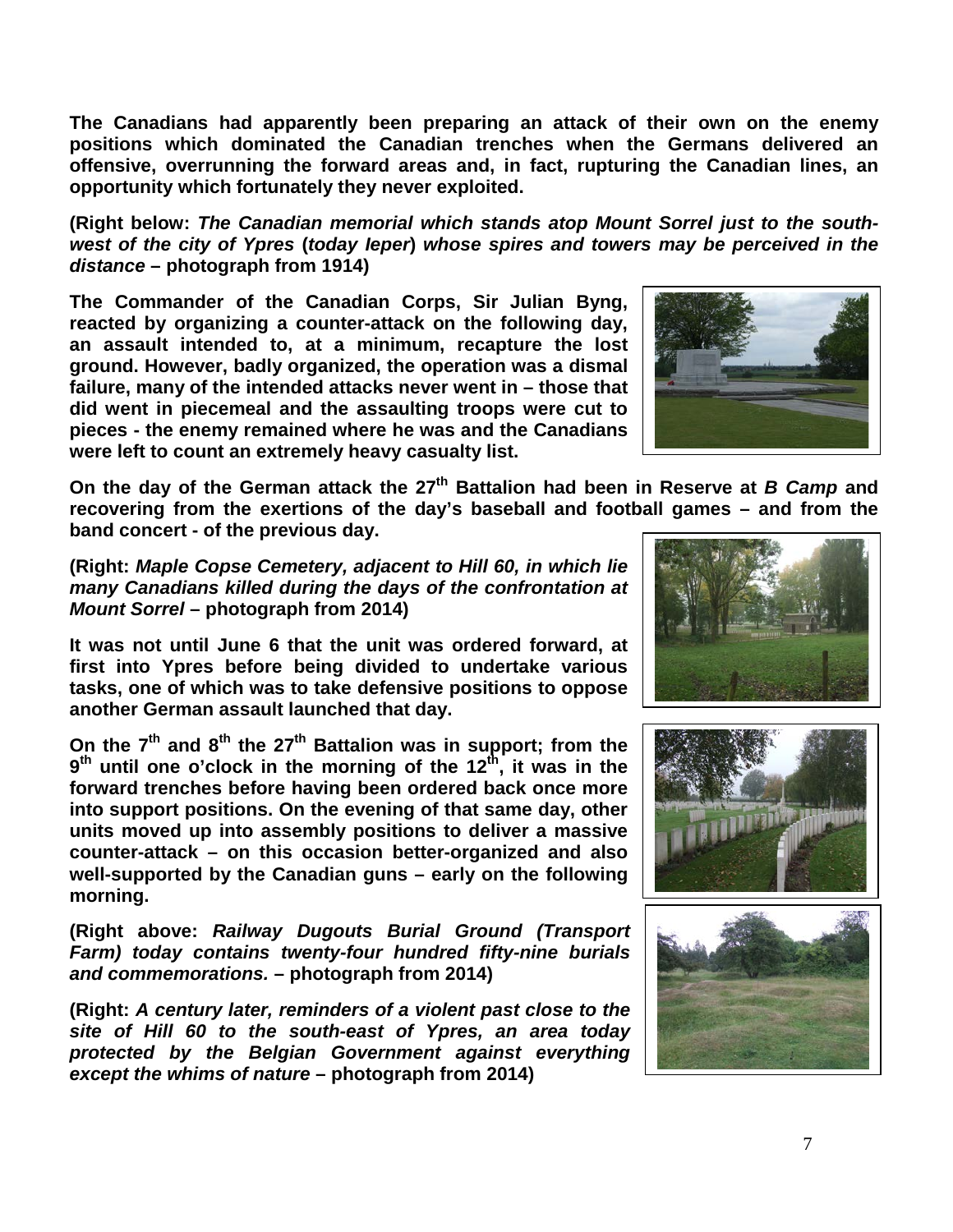**The Canadians had apparently been preparing an attack of their own on the enemy positions which dominated the Canadian trenches when the Germans delivered an offensive, overrunning the forward areas and, in fact, rupturing the Canadian lines, an opportunity which fortunately they never exploited.**

**(Right below: *The Canadian memorial which stands atop Mount Sorrel just to the south-west of the city of Ypres* (*today Ieper*) *whose spires and towers may be perceived in the distance* – photograph from 1914)**

**The Commander of the Canadian Corps, Sir Julian Byng, reacted by organizing a counter-attack on the following day, an assault intended to, at a minimum, recapture the lost ground. However, badly organized, the operation was a dismal failure, many of the intended attacks never went in – those that did went in piecemeal and the assaulting troops were cut to pieces - the enemy remained where he was and the Canadians were left to count an extremely heavy casualty list.**

**On the day of the German attack the 27th Battalion had been in Reserve at *B Camp* and recovering from the exertions of the day's baseball and football games – and from the band concert - of the previous day.**

**(Right: *Maple Copse Cemetery, adjacent to Hill 60, in which lie many Canadians killed during the days of the confrontation at Mount Sorrel* – photograph from 2014)**

**It was not until June 6 that the unit was ordered forward, at first into Ypres before being divided to undertake various tasks, one of which was to take defensive positions to oppose another German assault launched that day.**

**On the 7th and 8th the 27th Battalion was in support; from the 9th until one o'clock in the morning of the 12th, it was in the forward trenches before having been ordered back once more into support positions. On the evening of that same day, other units moved up into assembly positions to deliver a massive counter-attack – on this occasion better-organized and also well-supported by the Canadian guns – early on the following morning.**

**(Right above: *Railway Dugouts Burial Ground (Transport Farm) today contains twenty-four hundred fifty-nine burials and commemorations.* – photograph from 2014)**

**(Right: *A century later, reminders of a violent past close to the site of Hill 60 to the south-east of Ypres, an area today protected by the Belgian Government against everything except the whims of nature* – photograph from 2014)**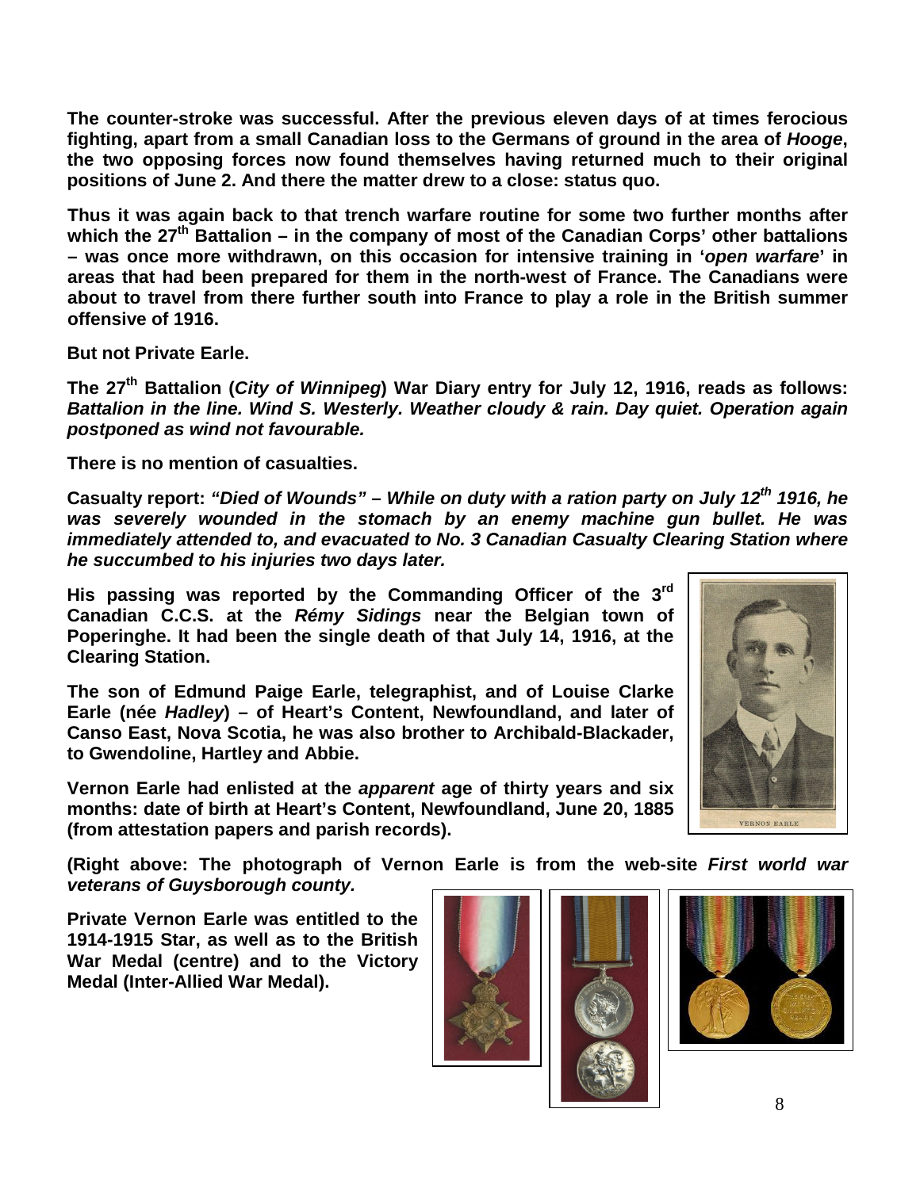**The counter-stroke was successful. After the previous eleven days of at times ferocious fighting, apart from a small Canadian loss to the Germans of ground in the area of *Hooge*, the two opposing forces now found themselves having returned much to their original positions of June 2. And there the matter drew to a close: status quo.**

**Thus it was again back to that trench warfare routine for some two further months after which the 27th Battalion – in the company of most of the Canadian Corps' other battalions – was once more withdrawn, on this occasion for intensive training in '*open warfare*' in areas that had been prepared for them in the north-west of France. The Canadians were about to travel from there further south into France to play a role in the British summer offensive of 1916.**

**But not Private Earle.**

**The 27th Battalion (*City of Winnipeg*) War Diary entry for July 12, 1916, reads as follows: *Battalion in the line. Wind S. Westerly. Weather cloudy & rain. Day quiet. Operation again postponed as wind not favourable.***

**There is no mention of casualties.**

**Casualty report: *"Died of Wounds" – While on duty with a ration party on July 12th 1916, he was severely wounded in the stomach by an enemy machine gun bullet. He was immediately attended to, and evacuated to No. 3 Canadian Casualty Clearing Station where he succumbed to his injuries two days later.***

**His passing was reported by the Commanding Officer of the 3rd Canadian C.C.S. at the *Rémy Sidings* near the Belgian town of Poperinghe. It had been the single death of that July 14, 1916, at the Clearing Station.**

**The son of Edmund Paige Earle, telegraphist, and of Louise Clarke Earle (née *Hadley*) – of Heart's Content, Newfoundland, and later of Canso East, Nova Scotia, he was also brother to Archibald-Blackader, to Gwendoline, Hartley and Abbie.**

**Vernon Earle had enlisted at the *apparent* age of thirty years and six months: date of birth at Heart's Content, Newfoundland, June 20, 1885 (from attestation papers and parish records).**

VERNON EARLE

**(Right above: The photograph of Vernon Earle is from the web-site *First world war veterans of Guysborough county.***

**Private Vernon Earle was entitled to the 1914-1915 Star, as well as to the British War Medal (centre) and to the Victory Medal (Inter-Allied War Medal).**